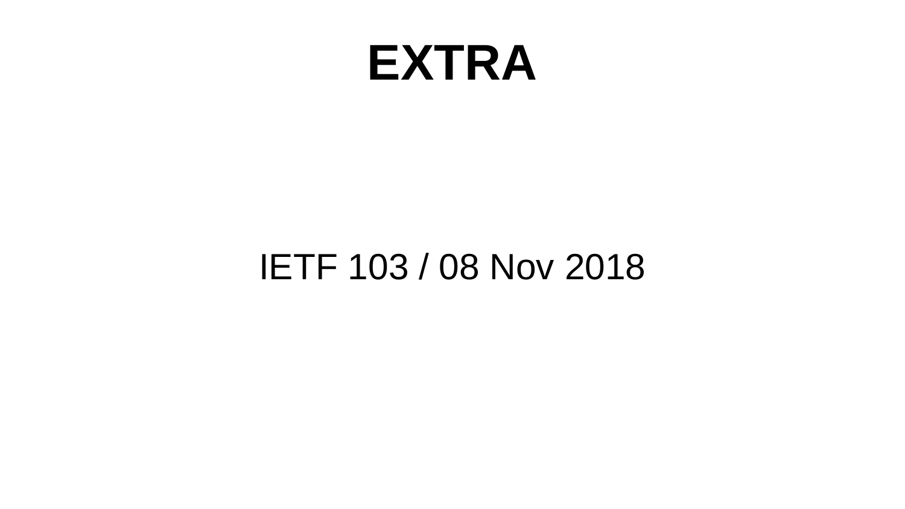# EXTRA

IETF 103 / 08 Nov 2018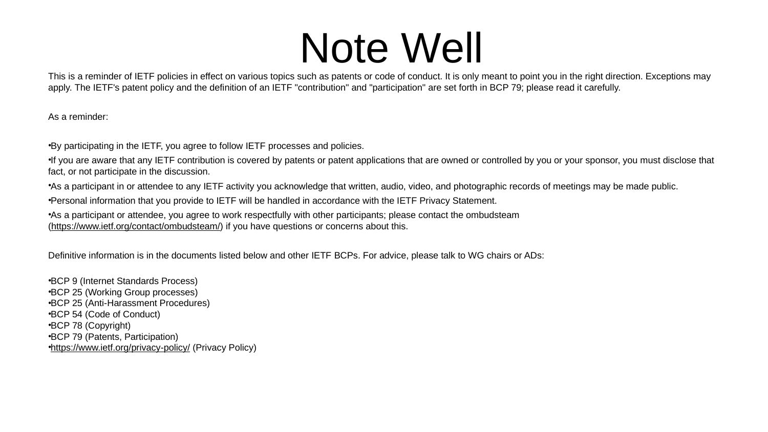# Note Well

This is a reminder of IETF policies in effect on various topics such as patents or code of conduct. It is only meant to point you in the right direction. Exceptions may apply. The IETF's patent policy and the definition of an IETF "contribution" and "participation" are set forth in BCP 79; please read it carefully.

As a reminder:

- By participating in the IETF, you agree to follow IETF processes and policies.
- If you are aware that any IETF contribution is covered by patents or patent applications that are owned or controlled by you or your sponsor, you must disclose that fact, or not participate in the discussion.
- As a participant in or attendee to any IETF activity you acknowledge that written, audio, video, and photographic records of meetings may be made public.
- Personal information that you provide to IETF will be handled in accordance with the IETF Privacy Statement.
- As a participant or attendee, you agree to work respectfully with other participants; please contact the ombudsteam (https://www.ietf.org/contact/ombudsteam/) if you have questions or concerns about this.

Definitive information is in the documents listed below and other IETF BCPs. For advice, please talk to WG chairs or ADs:

- BCP 9 (Internet Standards Process)
- BCP 25 (Working Group processes)
- BCP 25 (Anti-Harassment Procedures)
- BCP 54 (Code of Conduct)
- BCP 78 (Copyright)
- BCP 79 (Patents, Participation)
- https://www.ietf.org/privacy-policy/ (Privacy Policy)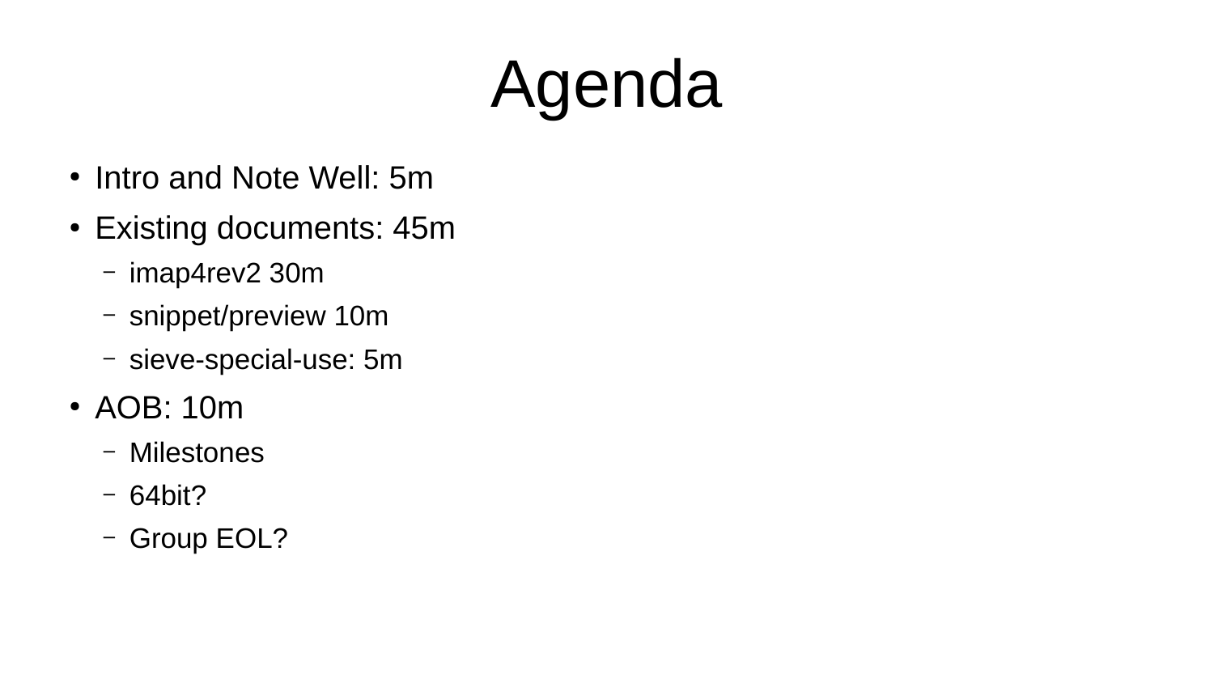# Agenda

- Intro and Note Well: 5m
- Existing documents: 45m
  - imap4rev2 30m
  - snippet/preview 10m
  - sieve-special-use: 5m
- AOB: 10m
  - Milestones
  - 64bit?
  - Group EOL?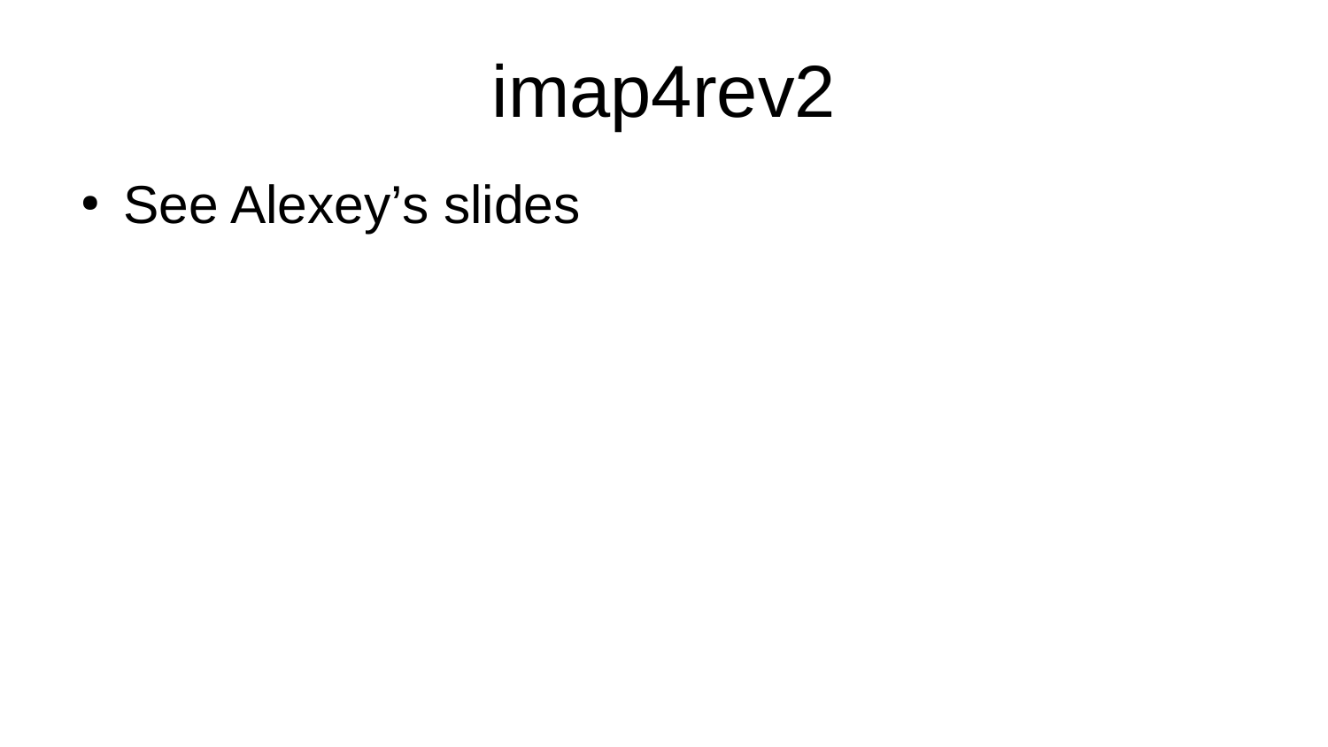# imap4rev2

- See Alexey’s slides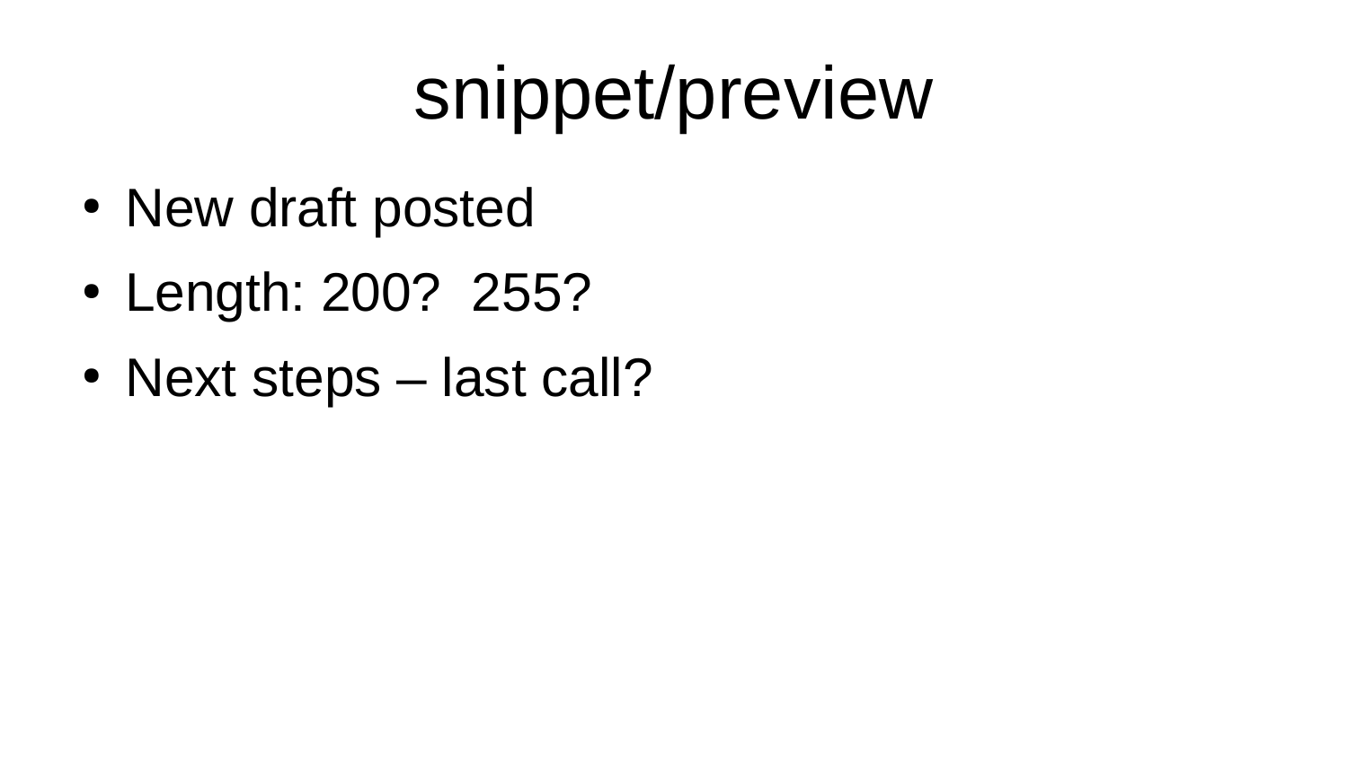# snippet/preview

- New draft posted
- Length: 200?  255?
- Next steps – last call?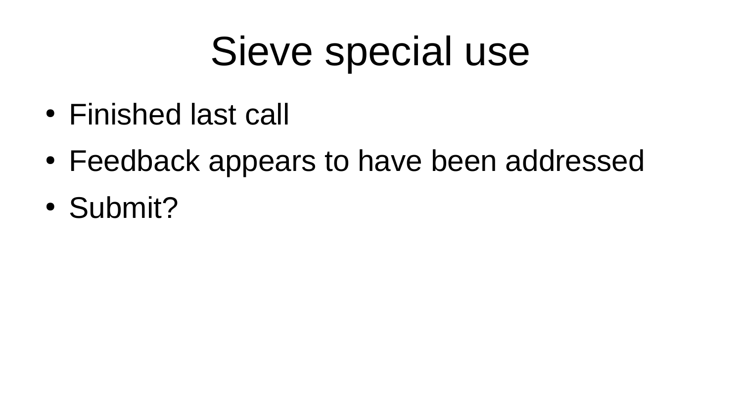# Sieve special use

- Finished last call
- Feedback appears to have been addressed
- Submit?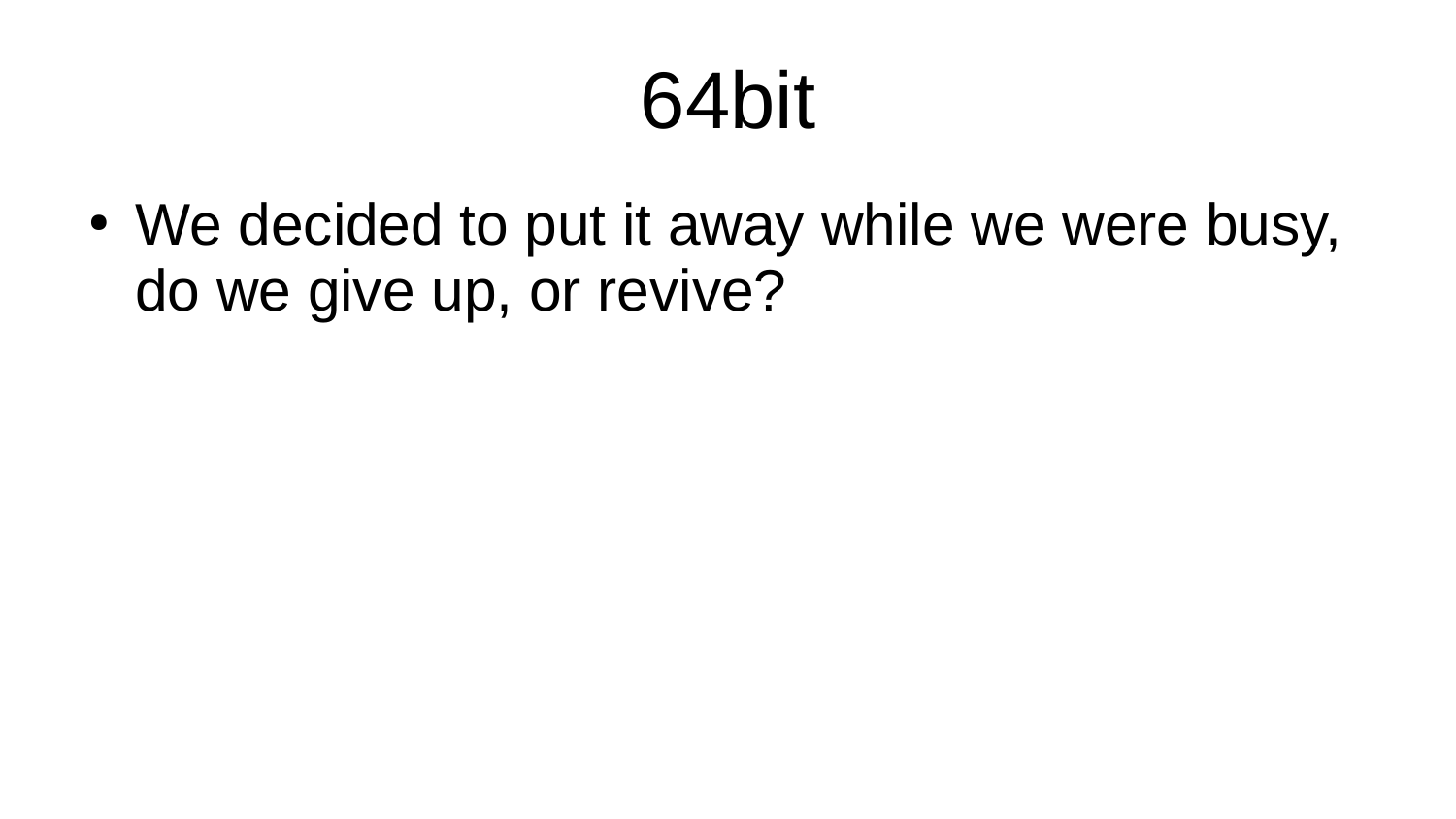# 64bit

- We decided to put it away while we were busy, do we give up, or revive?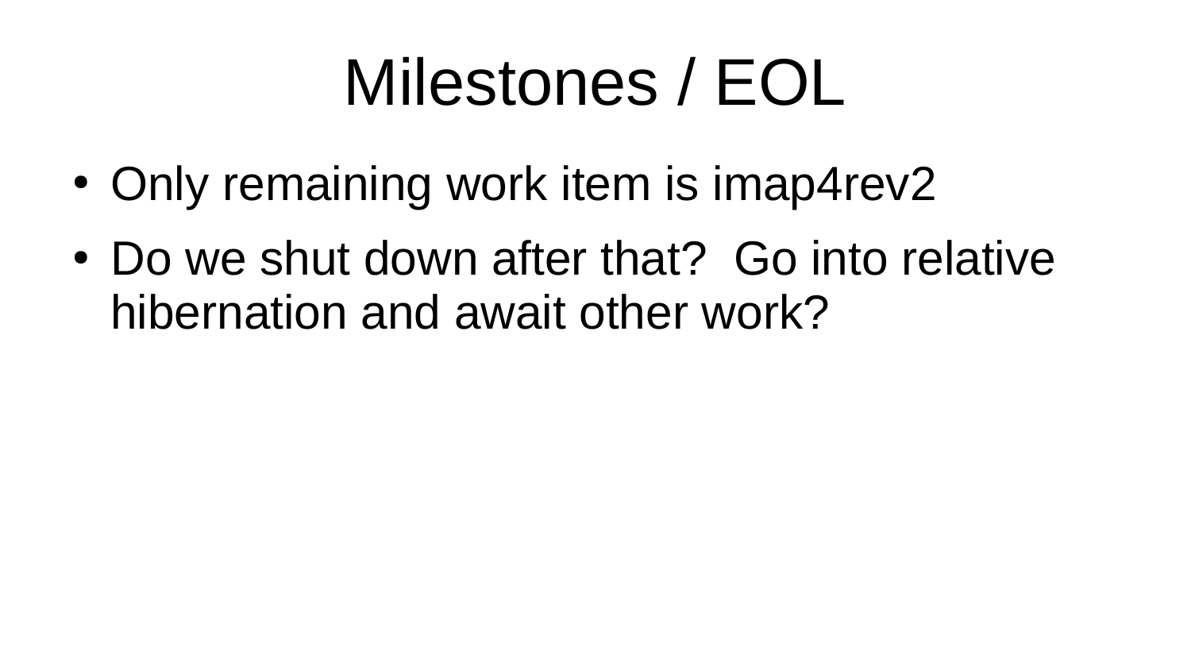# Milestones / EOL

- Only remaining work item is imap4rev2
- Do we shut down after that?  Go into relative hibernation and await other work?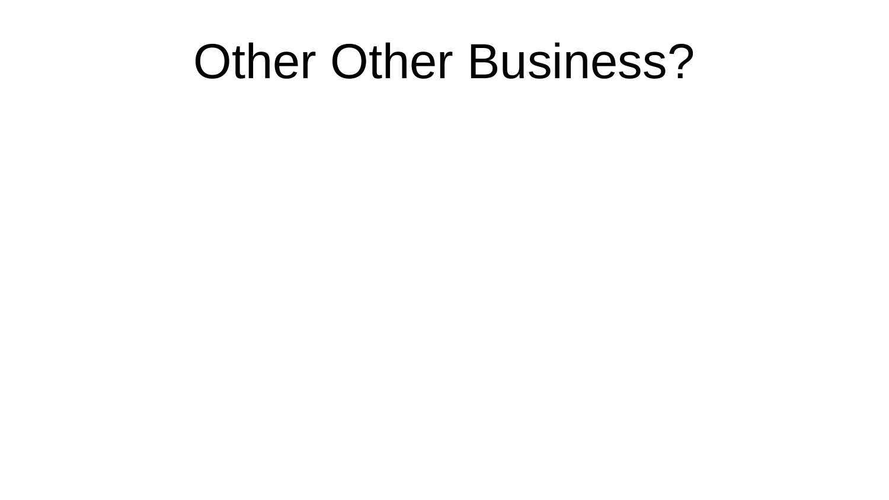# Other Other Business?